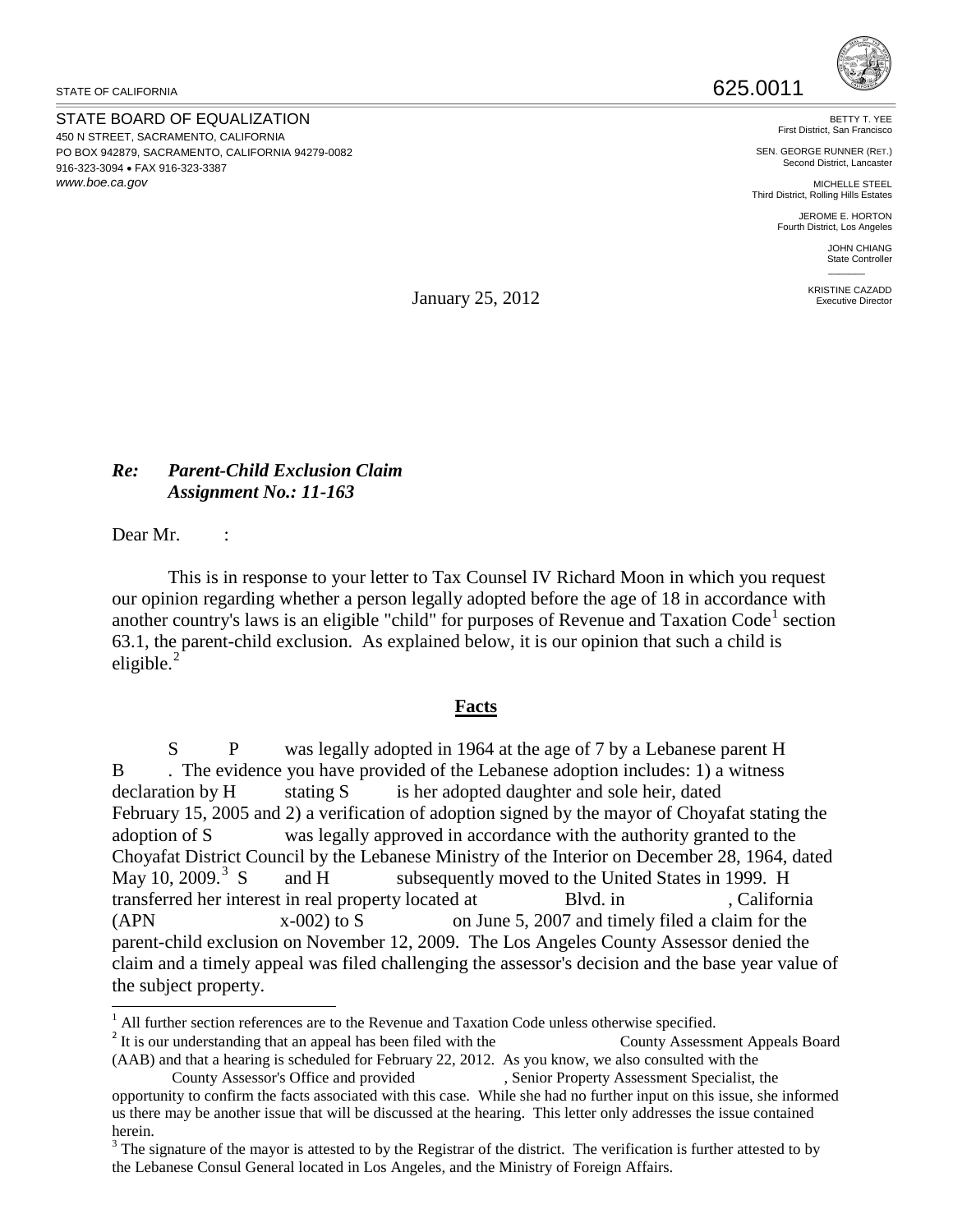STATE OF CALIFORNIA

625.0011

STATE BOARD OF EQUALIZATION
450 N STREET, SACRAMENTO, CALIFORNIA
PO BOX 942879, SACRAMENTO, CALIFORNIA 94279-0082
916-323-3094 • FAX 916-323-3387
*www.boe.ca.gov*

BETTY T. YEE
First District, San Francisco

SEN. GEORGE RUNNER (RET.)
Second District, Lancaster

MICHELLE STEEL
Third District, Rolling Hills Estates

JEROME E. HORTON
Fourth District, Los Angeles

JOHN CHIANG
State Controller

KRISTINE CAZADD
Executive Director

January 25, 2012

***Re: Parent-Child Exclusion Claim***
***Assignment No.: 11-163***

Dear Mr. :

This is in response to your letter to Tax Counsel IV Richard Moon in which you request our opinion regarding whether a person legally adopted before the age of 18 in accordance with another country's laws is an eligible "child" for purposes of Revenue and Taxation Code[1] section 63.1, the parent-child exclusion. As explained below, it is our opinion that such a child is eligible.[2]

## Facts

S P was legally adopted in 1964 at the age of 7 by a Lebanese parent H B . The evidence you have provided of the Lebanese adoption includes: 1) a witness declaration by H stating S is her adopted daughter and sole heir, dated February 15, 2005 and 2) a verification of adoption signed by the mayor of Choyafat stating the adoption of S was legally approved in accordance with the authority granted to the Choyafat District Council by the Lebanese Ministry of the Interior on December 28, 1964, dated May 10, 2009.[3] S and H subsequently moved to the United States in 1999. H transferred her interest in real property located at Blvd. in , California (APN x-002) to S on June 5, 2007 and timely filed a claim for the parent-child exclusion on November 12, 2009. The Los Angeles County Assessor denied the claim and a timely appeal was filed challenging the assessor's decision and the base year value of the subject property.

[1] All further section references are to the Revenue and Taxation Code unless otherwise specified.

[2] It is our understanding that an appeal has been filed with the County Assessment Appeals Board (AAB) and that a hearing is scheduled for February 22, 2012. As you know, we also consulted with the County Assessor's Office and provided , Senior Property Assessment Specialist, the opportunity to confirm the facts associated with this case. While she had no further input on this issue, she informed us there may be another issue that will be discussed at the hearing. This letter only addresses the issue contained herein.

[3] The signature of the mayor is attested to by the Registrar of the district. The verification is further attested to by the Lebanese Consul General located in Los Angeles, and the Ministry of Foreign Affairs.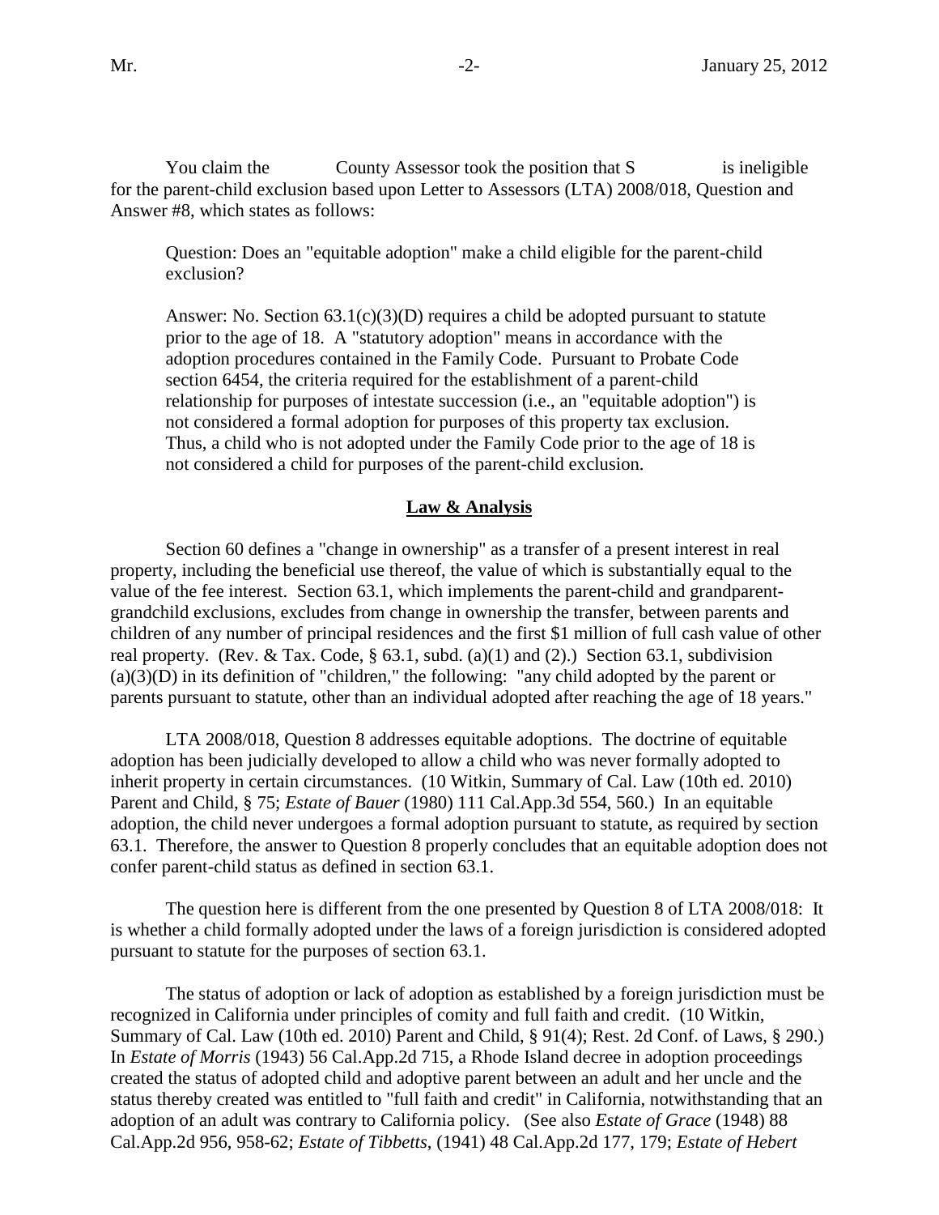You claim the County Assessor took the position that S is ineligible for the parent-child exclusion based upon Letter to Assessors (LTA) 2008/018, Question and Answer #8, which states as follows:

> Question: Does an "equitable adoption" make a child eligible for the parent-child exclusion?
>
> Answer: No. Section 63.1(c)(3)(D) requires a child be adopted pursuant to statute prior to the age of 18. A "statutory adoption" means in accordance with the adoption procedures contained in the Family Code. Pursuant to Probate Code section 6454, the criteria required for the establishment of a parent-child relationship for purposes of intestate succession (i.e., an "equitable adoption") is not considered a formal adoption for purposes of this property tax exclusion. Thus, a child who is not adopted under the Family Code prior to the age of 18 is not considered a child for purposes of the parent-child exclusion.

## **Law & Analysis**

Section 60 defines a "change in ownership" as a transfer of a present interest in real property, including the beneficial use thereof, the value of which is substantially equal to the value of the fee interest. Section 63.1, which implements the parent-child and grandparent-grandchild exclusions, excludes from change in ownership the transfer, between parents and children of any number of principal residences and the first $1 million of full cash value of other real property. (Rev. & Tax. Code, § 63.1, subd. (a)(1) and (2).) Section 63.1, subdivision (a)(3)(D) in its definition of "children," the following: "any child adopted by the parent or parents pursuant to statute, other than an individual adopted after reaching the age of 18 years."

LTA 2008/018, Question 8 addresses equitable adoptions. The doctrine of equitable adoption has been judicially developed to allow a child who was never formally adopted to inherit property in certain circumstances. (10 Witkin, Summary of Cal. Law (10th ed. 2010) Parent and Child, § 75; *Estate of Bauer* (1980) 111 Cal.App.3d 554, 560.) In an equitable adoption, the child never undergoes a formal adoption pursuant to statute, as required by section 63.1. Therefore, the answer to Question 8 properly concludes that an equitable adoption does not confer parent-child status as defined in section 63.1.

The question here is different from the one presented by Question 8 of LTA 2008/018: It is whether a child formally adopted under the laws of a foreign jurisdiction is considered adopted pursuant to statute for the purposes of section 63.1.

The status of adoption or lack of adoption as established by a foreign jurisdiction must be recognized in California under principles of comity and full faith and credit. (10 Witkin, Summary of Cal. Law (10th ed. 2010) Parent and Child, § 91(4); Rest. 2d Conf. of Laws, § 290.) In *Estate of Morris* (1943) 56 Cal.App.2d 715, a Rhode Island decree in adoption proceedings created the status of adopted child and adoptive parent between an adult and her uncle and the status thereby created was entitled to "full faith and credit" in California, notwithstanding that an adoption of an adult was contrary to California policy. (See also *Estate of Grace* (1948) 88 Cal.App.2d 956, 958-62; *Estate of Tibbetts*, (1941) 48 Cal.App.2d 177, 179; *Estate of Hebert*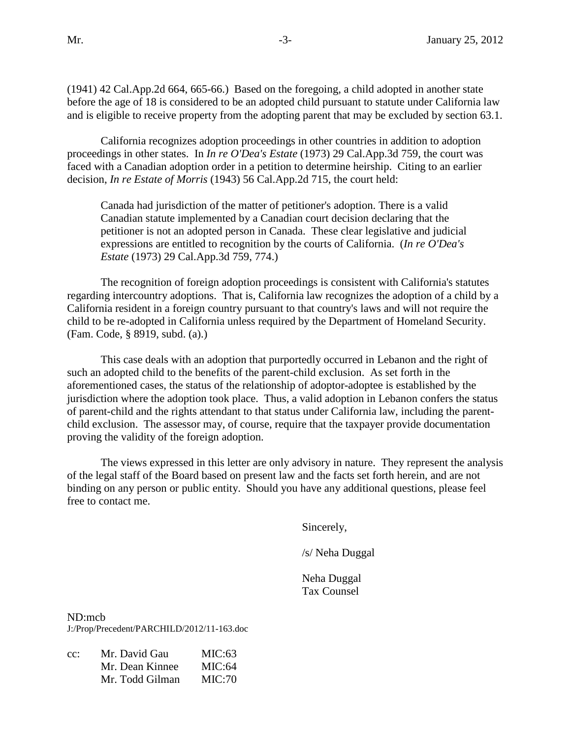(1941) 42 Cal.App.2d 664, 665-66.) Based on the foregoing, a child adopted in another state before the age of 18 is considered to be an adopted child pursuant to statute under California law and is eligible to receive property from the adopting parent that may be excluded by section 63.1.

California recognizes adoption proceedings in other countries in addition to adoption proceedings in other states. In *In re O'Dea's Estate* (1973) 29 Cal.App.3d 759, the court was faced with a Canadian adoption order in a petition to determine heirship. Citing to an earlier decision, *In re Estate of Morris* (1943) 56 Cal.App.2d 715, the court held:

> Canada had jurisdiction of the matter of petitioner's adoption. There is a valid Canadian statute implemented by a Canadian court decision declaring that the petitioner is not an adopted person in Canada. These clear legislative and judicial expressions are entitled to recognition by the courts of California. (*In re O'Dea's Estate* (1973) 29 Cal.App.3d 759, 774.)

The recognition of foreign adoption proceedings is consistent with California's statutes regarding intercountry adoptions. That is, California law recognizes the adoption of a child by a California resident in a foreign country pursuant to that country's laws and will not require the child to be re-adopted in California unless required by the Department of Homeland Security. (Fam. Code, § 8919, subd. (a).)

This case deals with an adoption that purportedly occurred in Lebanon and the right of such an adopted child to the benefits of the parent-child exclusion. As set forth in the aforementioned cases, the status of the relationship of adoptor-adoptee is established by the jurisdiction where the adoption took place. Thus, a valid adoption in Lebanon confers the status of parent-child and the rights attendant to that status under California law, including the parent-child exclusion. The assessor may, of course, require that the taxpayer provide documentation proving the validity of the foreign adoption.

The views expressed in this letter are only advisory in nature. They represent the analysis of the legal staff of the Board based on present law and the facts set forth herein, and are not binding on any person or public entity. Should you have any additional questions, please feel free to contact me.

Sincerely,

/s/ Neha Duggal

Neha Duggal
Tax Counsel

ND:mcb
J:/Prop/Precedent/PARCHILD/2012/11-163.doc

cc: Mr. David Gau MIC:63
Mr. Dean Kinnee MIC:64
Mr. Todd Gilman MIC:70